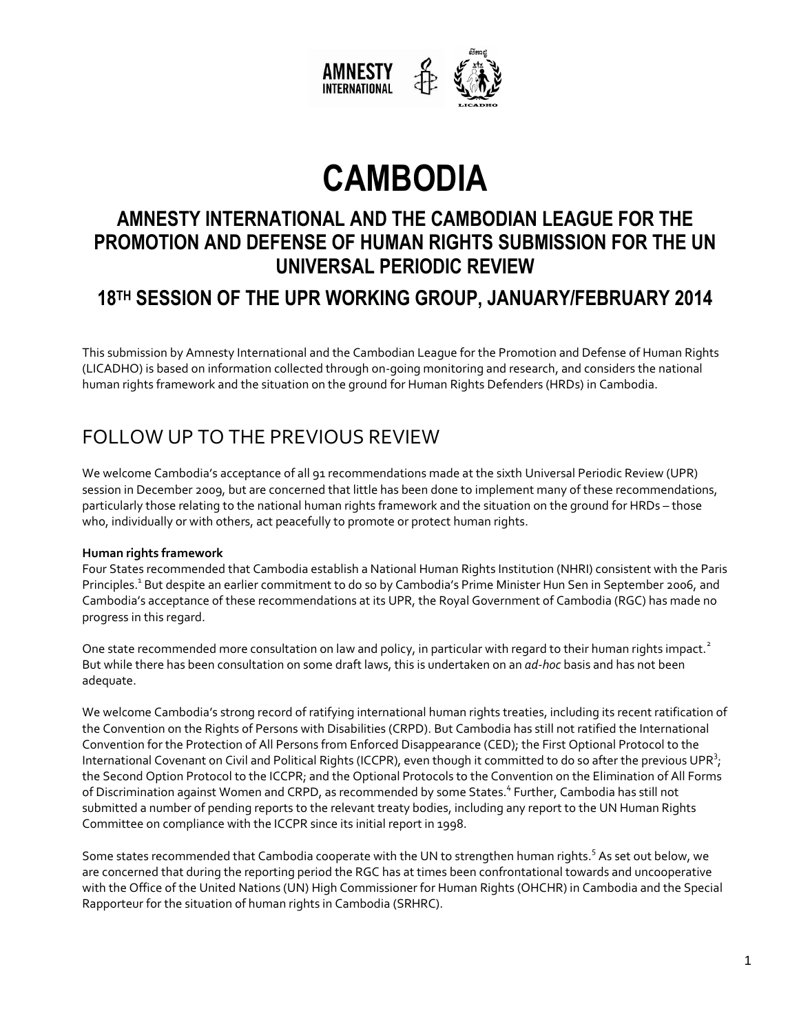# CAMBODIA

## AMNESTY INTERNATIONAL AND THE CAMBODIAN LEAGUE FOR THE PROMOTION AND DEFENSE OF HUMAN RIGHTS SUBMISSION FOR THE UN UNIVERSAL PERIODIC REVIEW

## 18TH SESSION OF THE UPR WORKING GROUP, JANUARY/FEBRUARY 2014

This submission by Amnesty International and the Cambodian League for the Promotion and Defense of Human Rights (LICADHO) is based on information collected through on-going monitoring and research, and considers the national human rights framework and the situation on the ground for Human Rights Defenders (HRDs) in Cambodia.

## FOLLOW UP TO THE PREVIOUS REVIEW

We welcome Cambodia's acceptance of all 91 recommendations made at the sixth Universal Periodic Review (UPR) session in December 2009, but are concerned that little has been done to implement many of these recommendations, particularly those relating to the national human rights framework and the situation on the ground for HRDs – those who, individually or with others, act peacefully to promote or protect human rights.

**Human rights framework**

Four States recommended that Cambodia establish a National Human Rights Institution (NHRI) consistent with the Paris Principles.[1] But despite an earlier commitment to do so by Cambodia's Prime Minister Hun Sen in September 2006, and Cambodia's acceptance of these recommendations at its UPR, the Royal Government of Cambodia (RGC) has made no progress in this regard.

One state recommended more consultation on law and policy, in particular with regard to their human rights impact.[2] But while there has been consultation on some draft laws, this is undertaken on an *ad-hoc* basis and has not been adequate.

We welcome Cambodia's strong record of ratifying international human rights treaties, including its recent ratification of the Convention on the Rights of Persons with Disabilities (CRPD). But Cambodia has still not ratified the International Convention for the Protection of All Persons from Enforced Disappearance (CED); the First Optional Protocol to the International Covenant on Civil and Political Rights (ICCPR), even though it committed to do so after the previous UPR[3]; the Second Option Protocol to the ICCPR; and the Optional Protocols to the Convention on the Elimination of All Forms of Discrimination against Women and CRPD, as recommended by some States.[4] Further, Cambodia has still not submitted a number of pending reports to the relevant treaty bodies, including any report to the UN Human Rights Committee on compliance with the ICCPR since its initial report in 1998.

Some states recommended that Cambodia cooperate with the UN to strengthen human rights.[5] As set out below, we are concerned that during the reporting period the RGC has at times been confrontational towards and uncooperative with the Office of the United Nations (UN) High Commissioner for Human Rights (OHCHR) in Cambodia and the Special Rapporteur for the situation of human rights in Cambodia (SRHRC).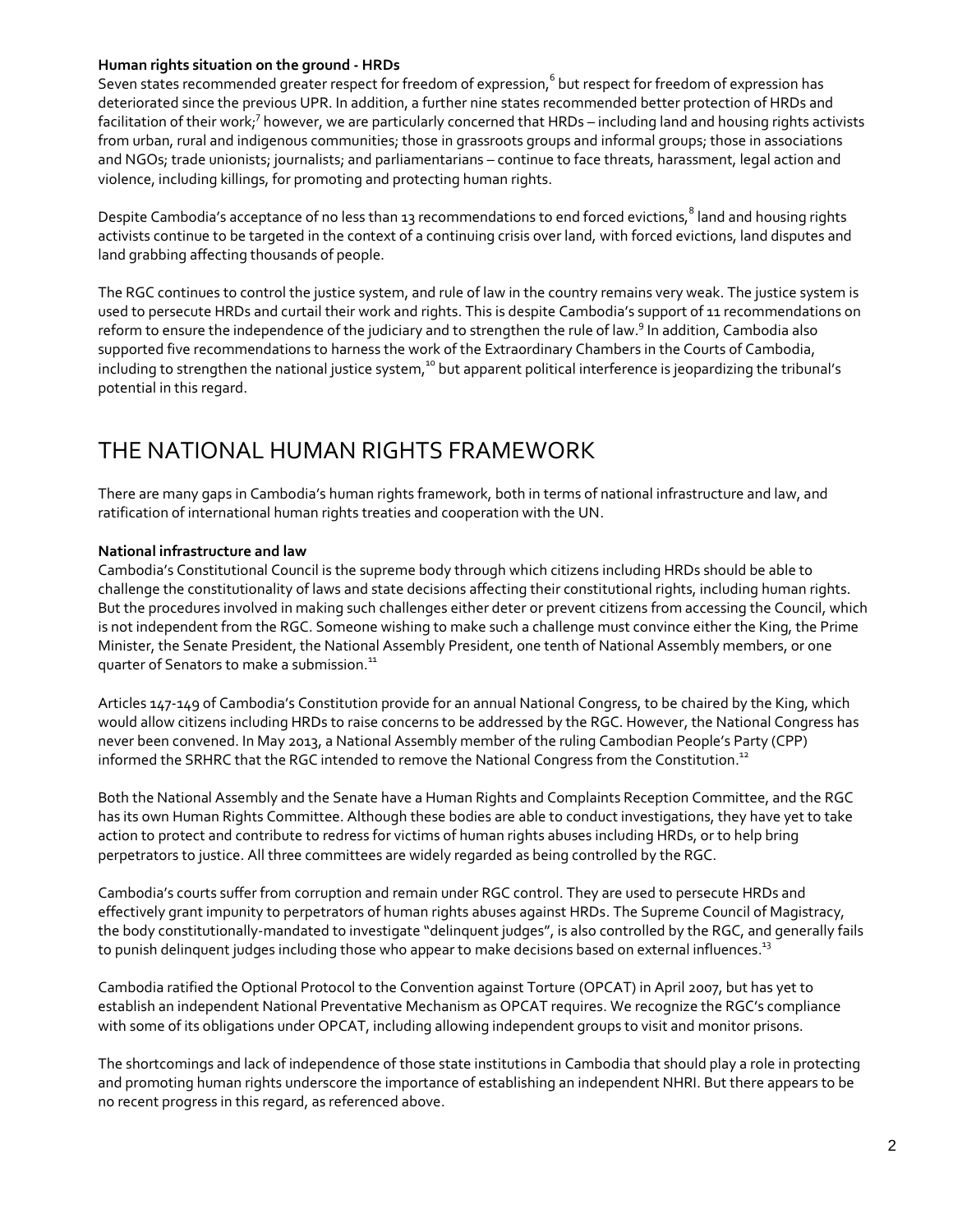**Human rights situation on the ground - HRDs**

Seven states recommended greater respect for freedom of expression,[6] but respect for freedom of expression has deteriorated since the previous UPR. In addition, a further nine states recommended better protection of HRDs and facilitation of their work;[7] however, we are particularly concerned that HRDs – including land and housing rights activists from urban, rural and indigenous communities; those in grassroots groups and informal groups; those in associations and NGOs; trade unionists; journalists; and parliamentarians – continue to face threats, harassment, legal action and violence, including killings, for promoting and protecting human rights.

Despite Cambodia's acceptance of no less than 13 recommendations to end forced evictions,[8] land and housing rights activists continue to be targeted in the context of a continuing crisis over land, with forced evictions, land disputes and land grabbing affecting thousands of people.

The RGC continues to control the justice system, and rule of law in the country remains very weak. The justice system is used to persecute HRDs and curtail their work and rights. This is despite Cambodia's support of 11 recommendations on reform to ensure the independence of the judiciary and to strengthen the rule of law.[9] In addition, Cambodia also supported five recommendations to harness the work of the Extraordinary Chambers in the Courts of Cambodia, including to strengthen the national justice system,[10] but apparent political interference is jeopardizing the tribunal's potential in this regard.

# THE NATIONAL HUMAN RIGHTS FRAMEWORK

There are many gaps in Cambodia's human rights framework, both in terms of national infrastructure and law, and ratification of international human rights treaties and cooperation with the UN.

**National infrastructure and law**

Cambodia's Constitutional Council is the supreme body through which citizens including HRDs should be able to challenge the constitutionality of laws and state decisions affecting their constitutional rights, including human rights. But the procedures involved in making such challenges either deter or prevent citizens from accessing the Council, which is not independent from the RGC. Someone wishing to make such a challenge must convince either the King, the Prime Minister, the Senate President, the National Assembly President, one tenth of National Assembly members, or one quarter of Senators to make a submission.[11]

Articles 147-149 of Cambodia's Constitution provide for an annual National Congress, to be chaired by the King, which would allow citizens including HRDs to raise concerns to be addressed by the RGC. However, the National Congress has never been convened. In May 2013, a National Assembly member of the ruling Cambodian People's Party (CPP) informed the SRHRC that the RGC intended to remove the National Congress from the Constitution.[12]

Both the National Assembly and the Senate have a Human Rights and Complaints Reception Committee, and the RGC has its own Human Rights Committee. Although these bodies are able to conduct investigations, they have yet to take action to protect and contribute to redress for victims of human rights abuses including HRDs, or to help bring perpetrators to justice. All three committees are widely regarded as being controlled by the RGC.

Cambodia's courts suffer from corruption and remain under RGC control. They are used to persecute HRDs and effectively grant impunity to perpetrators of human rights abuses against HRDs. The Supreme Council of Magistracy, the body constitutionally-mandated to investigate "delinquent judges", is also controlled by the RGC, and generally fails to punish delinquent judges including those who appear to make decisions based on external influences.[13]

Cambodia ratified the Optional Protocol to the Convention against Torture (OPCAT) in April 2007, but has yet to establish an independent National Preventative Mechanism as OPCAT requires. We recognize the RGC's compliance with some of its obligations under OPCAT, including allowing independent groups to visit and monitor prisons.

The shortcomings and lack of independence of those state institutions in Cambodia that should play a role in protecting and promoting human rights underscore the importance of establishing an independent NHRI. But there appears to be no recent progress in this regard, as referenced above.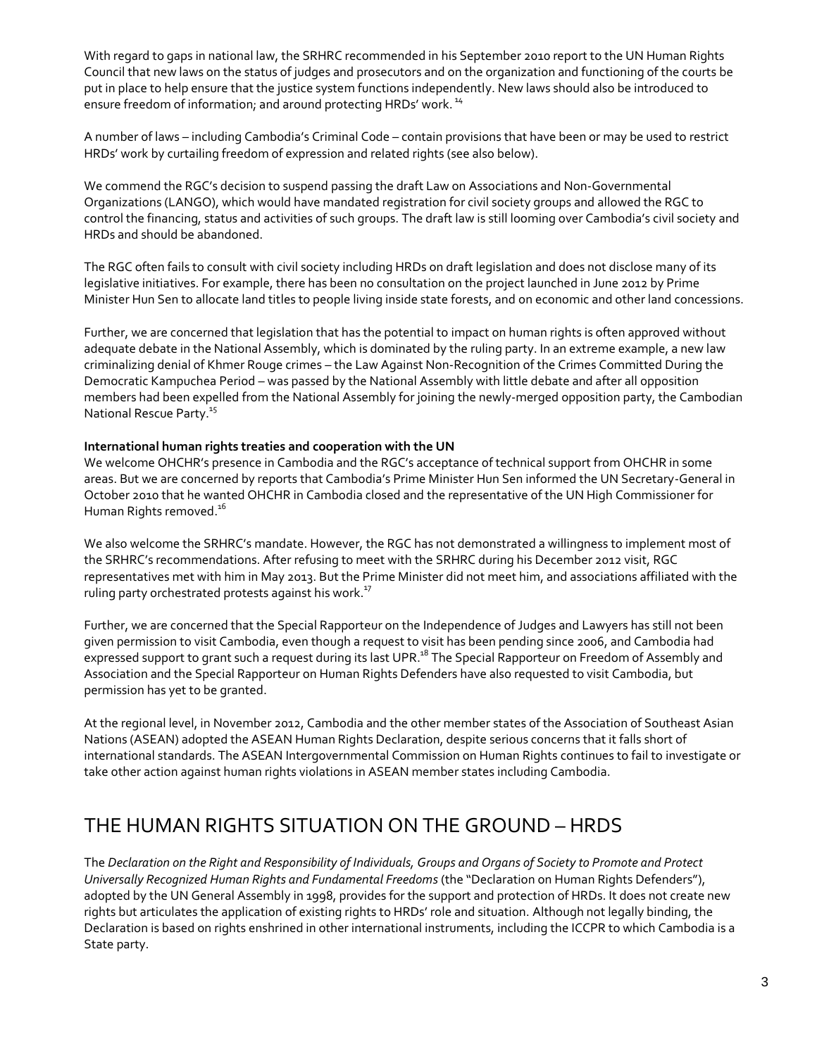With regard to gaps in national law, the SRHRC recommended in his September 2010 report to the UN Human Rights Council that new laws on the status of judges and prosecutors and on the organization and functioning of the courts be put in place to help ensure that the justice system functions independently. New laws should also be introduced to ensure freedom of information; and around protecting HRDs' work. [14]

A number of laws – including Cambodia's Criminal Code – contain provisions that have been or may be used to restrict HRDs' work by curtailing freedom of expression and related rights (see also below).

We commend the RGC's decision to suspend passing the draft Law on Associations and Non-Governmental Organizations (LANGO), which would have mandated registration for civil society groups and allowed the RGC to control the financing, status and activities of such groups. The draft law is still looming over Cambodia's civil society and HRDs and should be abandoned.

The RGC often fails to consult with civil society including HRDs on draft legislation and does not disclose many of its legislative initiatives. For example, there has been no consultation on the project launched in June 2012 by Prime Minister Hun Sen to allocate land titles to people living inside state forests, and on economic and other land concessions.

Further, we are concerned that legislation that has the potential to impact on human rights is often approved without adequate debate in the National Assembly, which is dominated by the ruling party. In an extreme example, a new law criminalizing denial of Khmer Rouge crimes – the Law Against Non-Recognition of the Crimes Committed During the Democratic Kampuchea Period – was passed by the National Assembly with little debate and after all opposition members had been expelled from the National Assembly for joining the newly-merged opposition party, the Cambodian National Rescue Party.[15]

**International human rights treaties and cooperation with the UN**

We welcome OHCHR's presence in Cambodia and the RGC's acceptance of technical support from OHCHR in some areas. But we are concerned by reports that Cambodia's Prime Minister Hun Sen informed the UN Secretary-General in October 2010 that he wanted OHCHR in Cambodia closed and the representative of the UN High Commissioner for Human Rights removed.[16]

We also welcome the SRHRC's mandate. However, the RGC has not demonstrated a willingness to implement most of the SRHRC's recommendations. After refusing to meet with the SRHRC during his December 2012 visit, RGC representatives met with him in May 2013. But the Prime Minister did not meet him, and associations affiliated with the ruling party orchestrated protests against his work.[17]

Further, we are concerned that the Special Rapporteur on the Independence of Judges and Lawyers has still not been given permission to visit Cambodia, even though a request to visit has been pending since 2006, and Cambodia had expressed support to grant such a request during its last UPR.[18] The Special Rapporteur on Freedom of Assembly and Association and the Special Rapporteur on Human Rights Defenders have also requested to visit Cambodia, but permission has yet to be granted.

At the regional level, in November 2012, Cambodia and the other member states of the Association of Southeast Asian Nations (ASEAN) adopted the ASEAN Human Rights Declaration, despite serious concerns that it falls short of international standards. The ASEAN Intergovernmental Commission on Human Rights continues to fail to investigate or take other action against human rights violations in ASEAN member states including Cambodia.

# THE HUMAN RIGHTS SITUATION ON THE GROUND – HRDS

The *Declaration on the Right and Responsibility of Individuals, Groups and Organs of Society to Promote and Protect Universally Recognized Human Rights and Fundamental Freedoms* (the "Declaration on Human Rights Defenders"), adopted by the UN General Assembly in 1998, provides for the support and protection of HRDs. It does not create new rights but articulates the application of existing rights to HRDs' role and situation. Although not legally binding, the Declaration is based on rights enshrined in other international instruments, including the ICCPR to which Cambodia is a State party.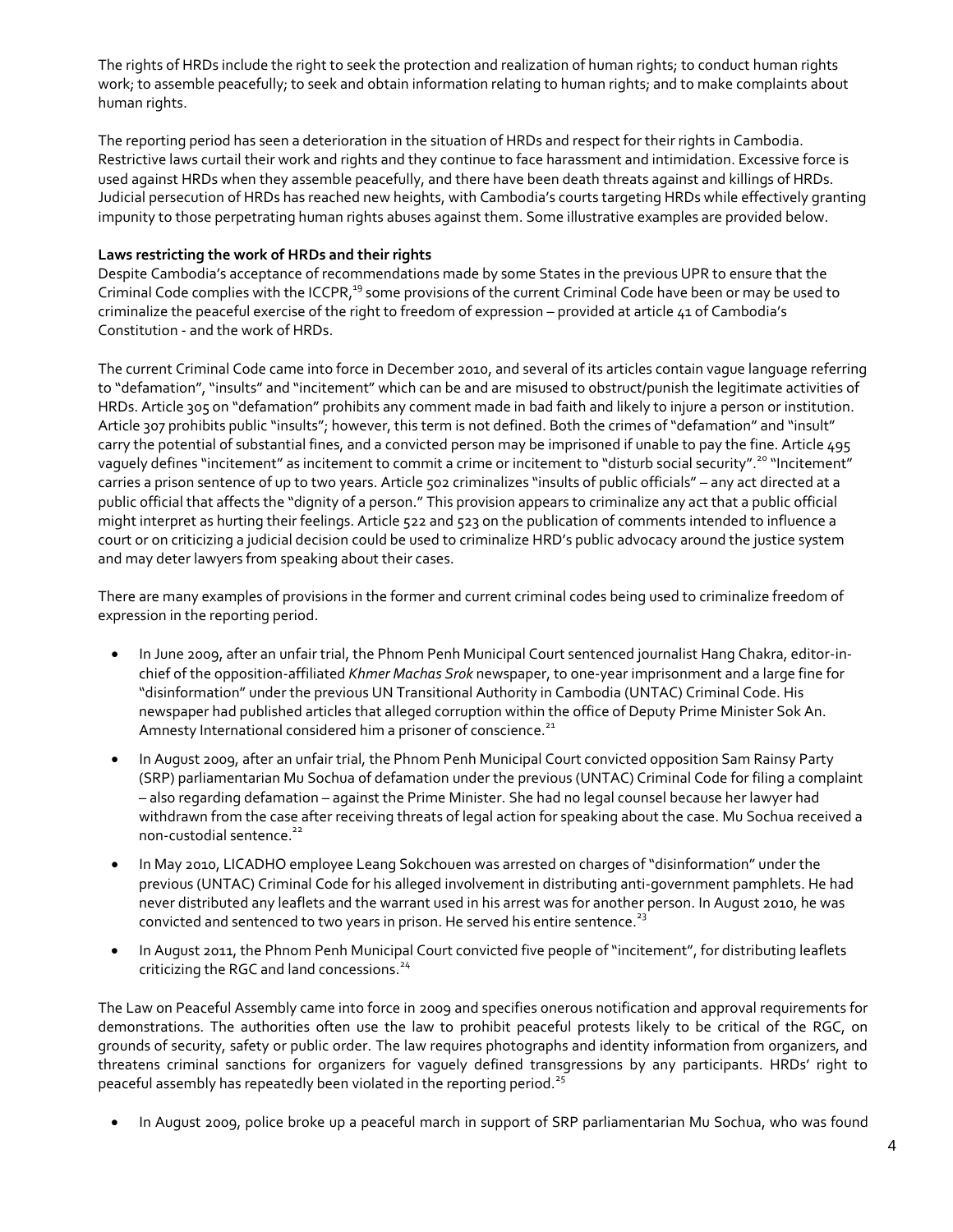The rights of HRDs include the right to seek the protection and realization of human rights; to conduct human rights work; to assemble peacefully; to seek and obtain information relating to human rights; and to make complaints about human rights.

The reporting period has seen a deterioration in the situation of HRDs and respect for their rights in Cambodia. Restrictive laws curtail their work and rights and they continue to face harassment and intimidation. Excessive force is used against HRDs when they assemble peacefully, and there have been death threats against and killings of HRDs. Judicial persecution of HRDs has reached new heights, with Cambodia's courts targeting HRDs while effectively granting impunity to those perpetrating human rights abuses against them. Some illustrative examples are provided below.

**Laws restricting the work of HRDs and their rights**

Despite Cambodia's acceptance of recommendations made by some States in the previous UPR to ensure that the Criminal Code complies with the ICCPR,[19] some provisions of the current Criminal Code have been or may be used to criminalize the peaceful exercise of the right to freedom of expression – provided at article 41 of Cambodia's Constitution - and the work of HRDs.

The current Criminal Code came into force in December 2010, and several of its articles contain vague language referring to "defamation", "insults" and "incitement" which can be and are misused to obstruct/punish the legitimate activities of HRDs. Article 305 on "defamation" prohibits any comment made in bad faith and likely to injure a person or institution. Article 307 prohibits public "insults"; however, this term is not defined. Both the crimes of "defamation" and "insult" carry the potential of substantial fines, and a convicted person may be imprisoned if unable to pay the fine. Article 495 vaguely defines "incitement" as incitement to commit a crime or incitement to "disturb social security".[20] "Incitement" carries a prison sentence of up to two years. Article 502 criminalizes "insults of public officials" – any act directed at a public official that affects the "dignity of a person." This provision appears to criminalize any act that a public official might interpret as hurting their feelings. Article 522 and 523 on the publication of comments intended to influence a court or on criticizing a judicial decision could be used to criminalize HRD's public advocacy around the justice system and may deter lawyers from speaking about their cases.

There are many examples of provisions in the former and current criminal codes being used to criminalize freedom of expression in the reporting period.

- In June 2009, after an unfair trial, the Phnom Penh Municipal Court sentenced journalist Hang Chakra, editor-in-chief of the opposition-affiliated *Khmer Machas Srok* newspaper, to one-year imprisonment and a large fine for "disinformation" under the previous UN Transitional Authority in Cambodia (UNTAC) Criminal Code. His newspaper had published articles that alleged corruption within the office of Deputy Prime Minister Sok An. Amnesty International considered him a prisoner of conscience.[21]
- In August 2009, after an unfair trial, the Phnom Penh Municipal Court convicted opposition Sam Rainsy Party (SRP) parliamentarian Mu Sochua of defamation under the previous (UNTAC) Criminal Code for filing a complaint – also regarding defamation – against the Prime Minister. She had no legal counsel because her lawyer had withdrawn from the case after receiving threats of legal action for speaking about the case. Mu Sochua received a non-custodial sentence.[22]
- In May 2010, LICADHO employee Leang Sokchouen was arrested on charges of "disinformation" under the previous (UNTAC) Criminal Code for his alleged involvement in distributing anti-government pamphlets. He had never distributed any leaflets and the warrant used in his arrest was for another person. In August 2010, he was convicted and sentenced to two years in prison. He served his entire sentence.[23]
- In August 2011, the Phnom Penh Municipal Court convicted five people of "incitement", for distributing leaflets criticizing the RGC and land concessions.[24]

The Law on Peaceful Assembly came into force in 2009 and specifies onerous notification and approval requirements for demonstrations. The authorities often use the law to prohibit peaceful protests likely to be critical of the RGC, on grounds of security, safety or public order. The law requires photographs and identity information from organizers, and threatens criminal sanctions for organizers for vaguely defined transgressions by any participants. HRDs' right to peaceful assembly has repeatedly been violated in the reporting period.[25]

- In August 2009, police broke up a peaceful march in support of SRP parliamentarian Mu Sochua, who was found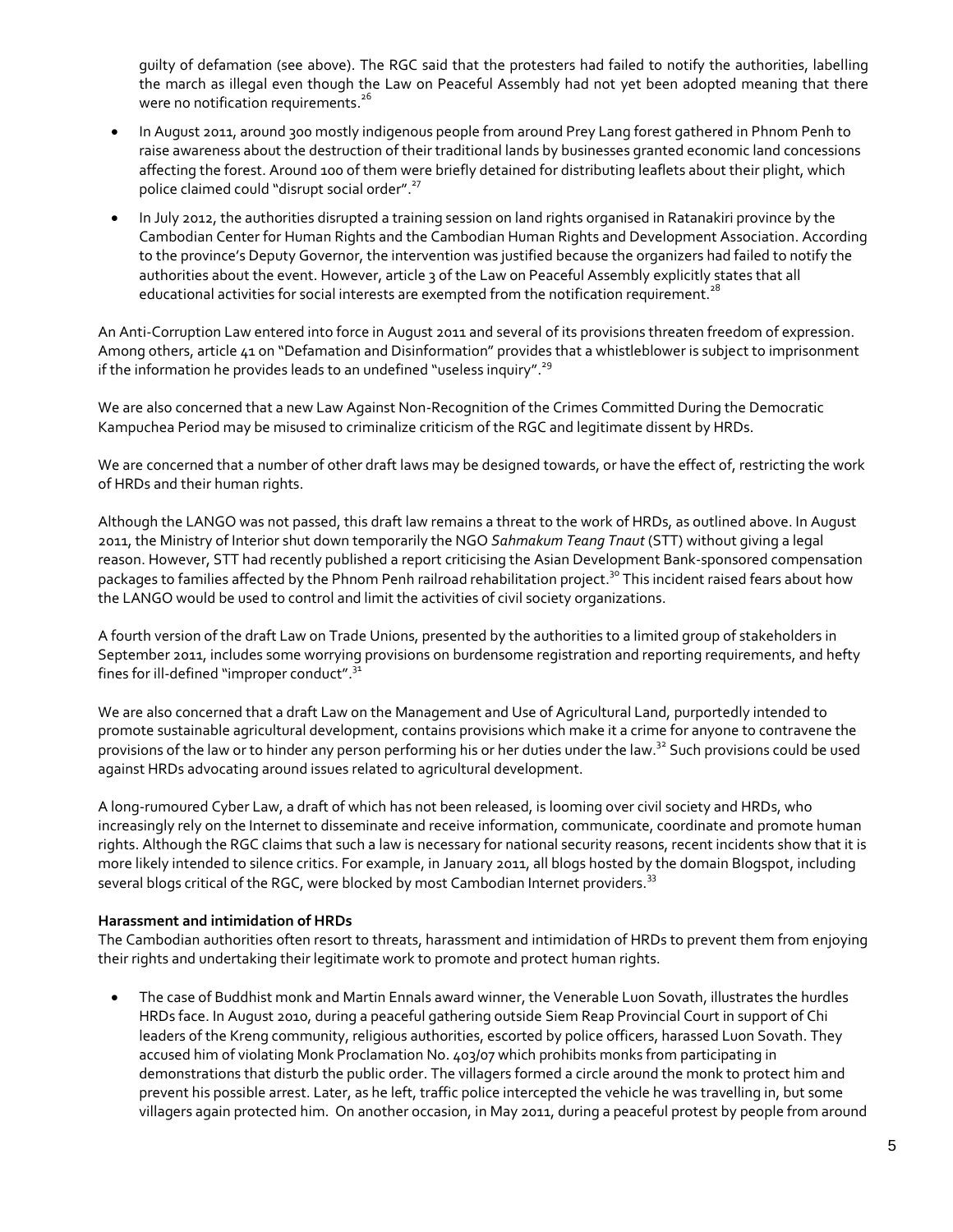guilty of defamation (see above). The RGC said that the protesters had failed to notify the authorities, labelling the march as illegal even though the Law on Peaceful Assembly had not yet been adopted meaning that there were no notification requirements.[26]

- In August 2011, around 300 mostly indigenous people from around Prey Lang forest gathered in Phnom Penh to raise awareness about the destruction of their traditional lands by businesses granted economic land concessions affecting the forest. Around 100 of them were briefly detained for distributing leaflets about their plight, which police claimed could "disrupt social order".[27]
- In July 2012, the authorities disrupted a training session on land rights organised in Ratanakiri province by the Cambodian Center for Human Rights and the Cambodian Human Rights and Development Association. According to the province's Deputy Governor, the intervention was justified because the organizers had failed to notify the authorities about the event. However, article 3 of the Law on Peaceful Assembly explicitly states that all educational activities for social interests are exempted from the notification requirement.[28]

An Anti-Corruption Law entered into force in August 2011 and several of its provisions threaten freedom of expression. Among others, article 41 on "Defamation and Disinformation" provides that a whistleblower is subject to imprisonment if the information he provides leads to an undefined "useless inquiry".[29]

We are also concerned that a new Law Against Non-Recognition of the Crimes Committed During the Democratic Kampuchea Period may be misused to criminalize criticism of the RGC and legitimate dissent by HRDs.

We are concerned that a number of other draft laws may be designed towards, or have the effect of, restricting the work of HRDs and their human rights.

Although the LANGO was not passed, this draft law remains a threat to the work of HRDs, as outlined above. In August 2011, the Ministry of Interior shut down temporarily the NGO *Sahmakum Teang Tnaut* (STT) without giving a legal reason. However, STT had recently published a report criticising the Asian Development Bank-sponsored compensation packages to families affected by the Phnom Penh railroad rehabilitation project.[30] This incident raised fears about how the LANGO would be used to control and limit the activities of civil society organizations.

A fourth version of the draft Law on Trade Unions, presented by the authorities to a limited group of stakeholders in September 2011, includes some worrying provisions on burdensome registration and reporting requirements, and hefty fines for ill-defined "improper conduct".[31]

We are also concerned that a draft Law on the Management and Use of Agricultural Land, purportedly intended to promote sustainable agricultural development, contains provisions which make it a crime for anyone to contravene the provisions of the law or to hinder any person performing his or her duties under the law.[32] Such provisions could be used against HRDs advocating around issues related to agricultural development.

A long-rumoured Cyber Law, a draft of which has not been released, is looming over civil society and HRDs, who increasingly rely on the Internet to disseminate and receive information, communicate, coordinate and promote human rights. Although the RGC claims that such a law is necessary for national security reasons, recent incidents show that it is more likely intended to silence critics. For example, in January 2011, all blogs hosted by the domain Blogspot, including several blogs critical of the RGC, were blocked by most Cambodian Internet providers.[33]

**Harassment and intimidation of HRDs**

The Cambodian authorities often resort to threats, harassment and intimidation of HRDs to prevent them from enjoying their rights and undertaking their legitimate work to promote and protect human rights.

- The case of Buddhist monk and Martin Ennals award winner, the Venerable Luon Sovath, illustrates the hurdles HRDs face. In August 2010, during a peaceful gathering outside Siem Reap Provincial Court in support of Chi leaders of the Kreng community, religious authorities, escorted by police officers, harassed Luon Sovath. They accused him of violating Monk Proclamation No. 403/07 which prohibits monks from participating in demonstrations that disturb the public order. The villagers formed a circle around the monk to protect him and prevent his possible arrest. Later, as he left, traffic police intercepted the vehicle he was travelling in, but some villagers again protected him. On another occasion, in May 2011, during a peaceful protest by people from around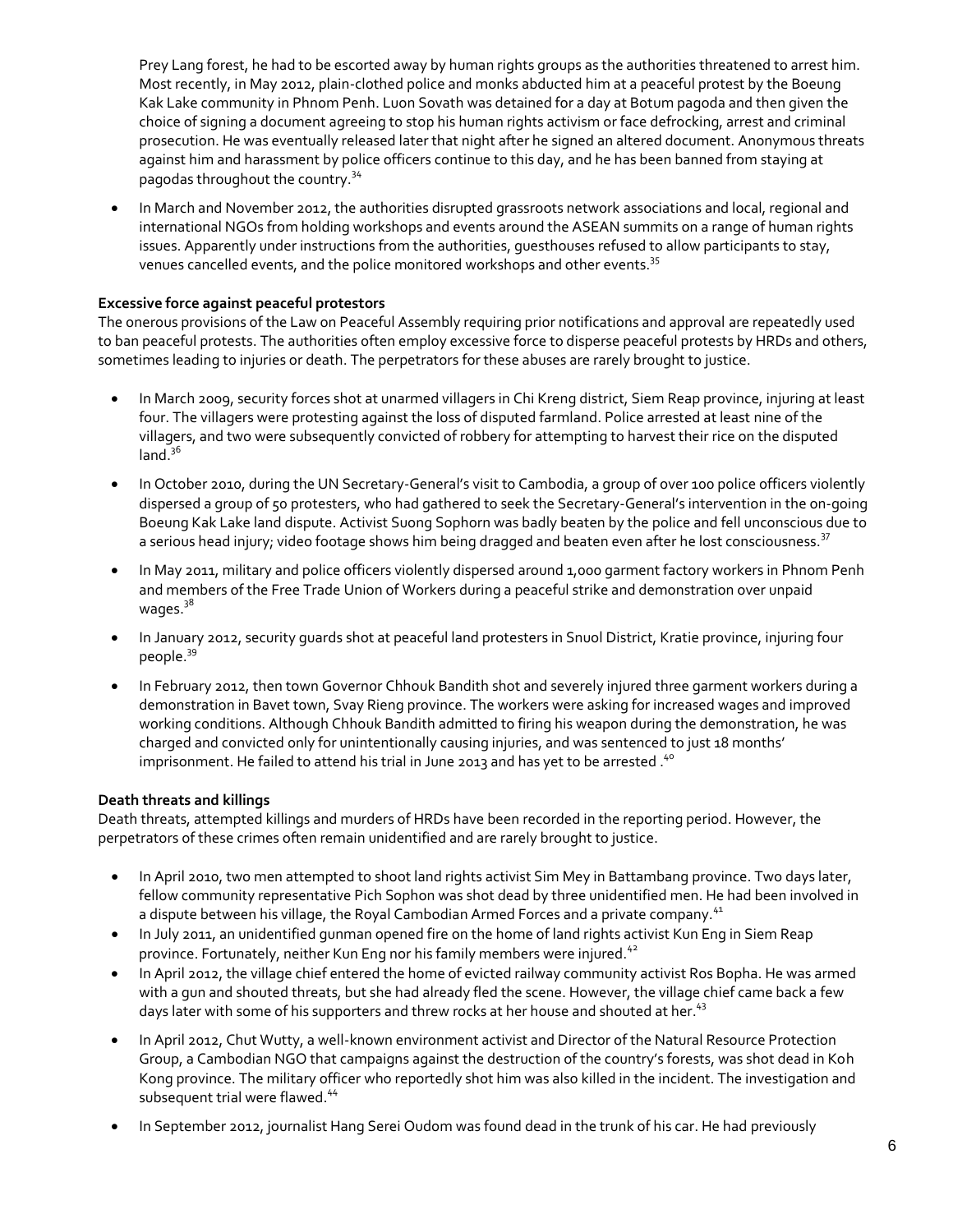Prey Lang forest, he had to be escorted away by human rights groups as the authorities threatened to arrest him. Most recently, in May 2012, plain-clothed police and monks abducted him at a peaceful protest by the Boeung Kak Lake community in Phnom Penh. Luon Sovath was detained for a day at Botum pagoda and then given the choice of signing a document agreeing to stop his human rights activism or face defrocking, arrest and criminal prosecution. He was eventually released later that night after he signed an altered document. Anonymous threats against him and harassment by police officers continue to this day, and he has been banned from staying at pagodas throughout the country.[34]

- In March and November 2012, the authorities disrupted grassroots network associations and local, regional and international NGOs from holding workshops and events around the ASEAN summits on a range of human rights issues. Apparently under instructions from the authorities, guesthouses refused to allow participants to stay, venues cancelled events, and the police monitored workshops and other events.[35]

**Excessive force against peaceful protestors**

The onerous provisions of the Law on Peaceful Assembly requiring prior notifications and approval are repeatedly used to ban peaceful protests. The authorities often employ excessive force to disperse peaceful protests by HRDs and others, sometimes leading to injuries or death. The perpetrators for these abuses are rarely brought to justice.

- In March 2009, security forces shot at unarmed villagers in Chi Kreng district, Siem Reap province, injuring at least four. The villagers were protesting against the loss of disputed farmland. Police arrested at least nine of the villagers, and two were subsequently convicted of robbery for attempting to harvest their rice on the disputed land.[36]
- In October 2010, during the UN Secretary-General's visit to Cambodia, a group of over 100 police officers violently dispersed a group of 50 protesters, who had gathered to seek the Secretary-General's intervention in the on-going Boeung Kak Lake land dispute. Activist Suong Sophorn was badly beaten by the police and fell unconscious due to a serious head injury; video footage shows him being dragged and beaten even after he lost consciousness.[37]
- In May 2011, military and police officers violently dispersed around 1,000 garment factory workers in Phnom Penh and members of the Free Trade Union of Workers during a peaceful strike and demonstration over unpaid wages.[38]
- In January 2012, security guards shot at peaceful land protesters in Snuol District, Kratie province, injuring four people.[39]
- In February 2012, then town Governor Chhouk Bandith shot and severely injured three garment workers during a demonstration in Bavet town, Svay Rieng province. The workers were asking for increased wages and improved working conditions. Although Chhouk Bandith admitted to firing his weapon during the demonstration, he was charged and convicted only for unintentionally causing injuries, and was sentenced to just 18 months' imprisonment. He failed to attend his trial in June 2013 and has yet to be arrested .[40]

**Death threats and killings**

Death threats, attempted killings and murders of HRDs have been recorded in the reporting period. However, the perpetrators of these crimes often remain unidentified and are rarely brought to justice.

- In April 2010, two men attempted to shoot land rights activist Sim Mey in Battambang province. Two days later, fellow community representative Pich Sophon was shot dead by three unidentified men. He had been involved in a dispute between his village, the Royal Cambodian Armed Forces and a private company.[41]
- In July 2011, an unidentified gunman opened fire on the home of land rights activist Kun Eng in Siem Reap province. Fortunately, neither Kun Eng nor his family members were injured.[42]
- In April 2012, the village chief entered the home of evicted railway community activist Ros Bopha. He was armed with a gun and shouted threats, but she had already fled the scene. However, the village chief came back a few days later with some of his supporters and threw rocks at her house and shouted at her.[43]
- In April 2012, Chut Wutty, a well-known environment activist and Director of the Natural Resource Protection Group, a Cambodian NGO that campaigns against the destruction of the country's forests, was shot dead in Koh Kong province. The military officer who reportedly shot him was also killed in the incident. The investigation and subsequent trial were flawed.[44]
- In September 2012, journalist Hang Serei Oudom was found dead in the trunk of his car. He had previously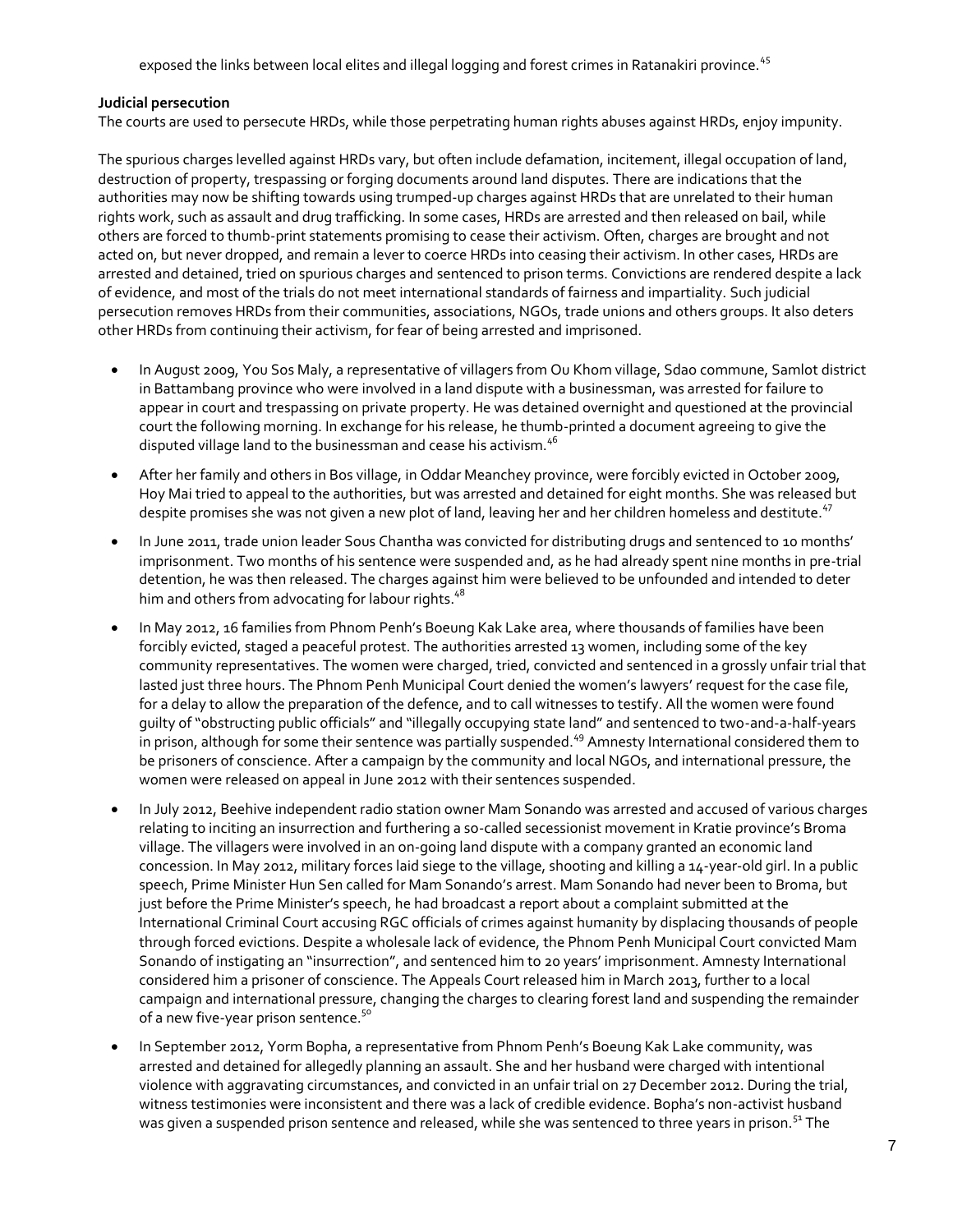exposed the links between local elites and illegal logging and forest crimes in Ratanakiri province.[45]

**Judicial persecution**

The courts are used to persecute HRDs, while those perpetrating human rights abuses against HRDs, enjoy impunity.

The spurious charges levelled against HRDs vary, but often include defamation, incitement, illegal occupation of land, destruction of property, trespassing or forging documents around land disputes. There are indications that the authorities may now be shifting towards using trumped-up charges against HRDs that are unrelated to their human rights work, such as assault and drug trafficking. In some cases, HRDs are arrested and then released on bail, while others are forced to thumb-print statements promising to cease their activism. Often, charges are brought and not acted on, but never dropped, and remain a lever to coerce HRDs into ceasing their activism. In other cases, HRDs are arrested and detained, tried on spurious charges and sentenced to prison terms. Convictions are rendered despite a lack of evidence, and most of the trials do not meet international standards of fairness and impartiality. Such judicial persecution removes HRDs from their communities, associations, NGOs, trade unions and others groups. It also deters other HRDs from continuing their activism, for fear of being arrested and imprisoned.

- In August 2009, You Sos Maly, a representative of villagers from Ou Khom village, Sdao commune, Samlot district in Battambang province who were involved in a land dispute with a businessman, was arrested for failure to appear in court and trespassing on private property. He was detained overnight and questioned at the provincial court the following morning. In exchange for his release, he thumb-printed a document agreeing to give the disputed village land to the businessman and cease his activism.[46]
- After her family and others in Bos village, in Oddar Meanchey province, were forcibly evicted in October 2009, Hoy Mai tried to appeal to the authorities, but was arrested and detained for eight months. She was released but despite promises she was not given a new plot of land, leaving her and her children homeless and destitute.[47]
- In June 2011, trade union leader Sous Chantha was convicted for distributing drugs and sentenced to 10 months' imprisonment. Two months of his sentence were suspended and, as he had already spent nine months in pre-trial detention, he was then released. The charges against him were believed to be unfounded and intended to deter him and others from advocating for labour rights.[48]
- In May 2012, 16 families from Phnom Penh's Boeung Kak Lake area, where thousands of families have been forcibly evicted, staged a peaceful protest. The authorities arrested 13 women, including some of the key community representatives. The women were charged, tried, convicted and sentenced in a grossly unfair trial that lasted just three hours. The Phnom Penh Municipal Court denied the women's lawyers' request for the case file, for a delay to allow the preparation of the defence, and to call witnesses to testify. All the women were found guilty of "obstructing public officials" and "illegally occupying state land" and sentenced to two-and-a-half-years in prison, although for some their sentence was partially suspended.[49] Amnesty International considered them to be prisoners of conscience. After a campaign by the community and local NGOs, and international pressure, the women were released on appeal in June 2012 with their sentences suspended.
- In July 2012, Beehive independent radio station owner Mam Sonando was arrested and accused of various charges relating to inciting an insurrection and furthering a so-called secessionist movement in Kratie province's Broma village. The villagers were involved in an on-going land dispute with a company granted an economic land concession. In May 2012, military forces laid siege to the village, shooting and killing a 14-year-old girl. In a public speech, Prime Minister Hun Sen called for Mam Sonando's arrest. Mam Sonando had never been to Broma, but just before the Prime Minister's speech, he had broadcast a report about a complaint submitted at the International Criminal Court accusing RGC officials of crimes against humanity by displacing thousands of people through forced evictions. Despite a wholesale lack of evidence, the Phnom Penh Municipal Court convicted Mam Sonando of instigating an "insurrection", and sentenced him to 20 years' imprisonment. Amnesty International considered him a prisoner of conscience. The Appeals Court released him in March 2013, further to a local campaign and international pressure, changing the charges to clearing forest land and suspending the remainder of a new five-year prison sentence.[50]
- In September 2012, Yorm Bopha, a representative from Phnom Penh's Boeung Kak Lake community, was arrested and detained for allegedly planning an assault. She and her husband were charged with intentional violence with aggravating circumstances, and convicted in an unfair trial on 27 December 2012. During the trial, witness testimonies were inconsistent and there was a lack of credible evidence. Bopha's non-activist husband was given a suspended prison sentence and released, while she was sentenced to three years in prison.[51] The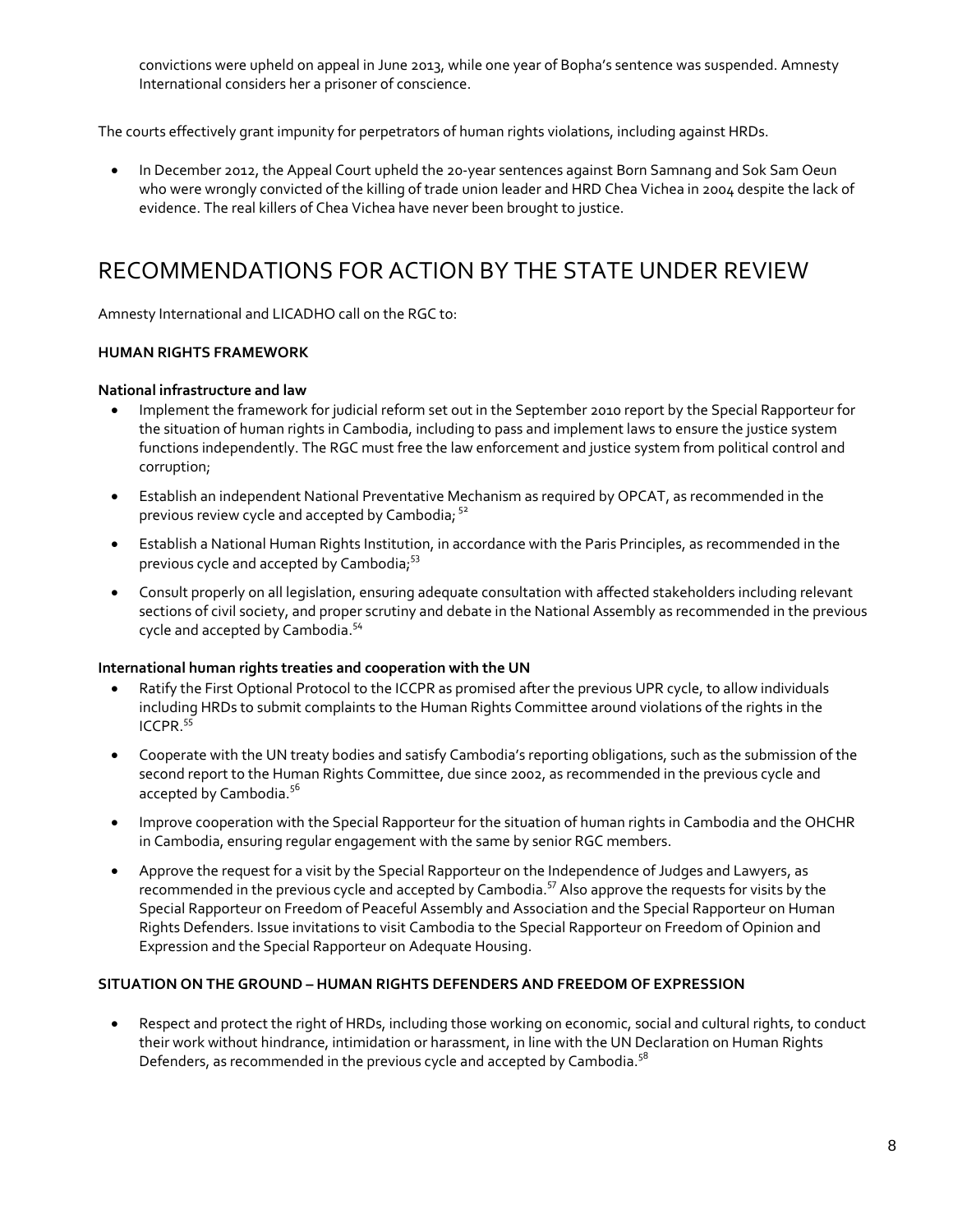convictions were upheld on appeal in June 2013, while one year of Bopha's sentence was suspended. Amnesty International considers her a prisoner of conscience.

The courts effectively grant impunity for perpetrators of human rights violations, including against HRDs.

- In December 2012, the Appeal Court upheld the 20-year sentences against Born Samnang and Sok Sam Oeun who were wrongly convicted of the killing of trade union leader and HRD Chea Vichea in 2004 despite the lack of evidence. The real killers of Chea Vichea have never been brought to justice.

# RECOMMENDATIONS FOR ACTION BY THE STATE UNDER REVIEW

Amnesty International and LICADHO call on the RGC to:

**HUMAN RIGHTS FRAMEWORK**

**National infrastructure and law**

- Implement the framework for judicial reform set out in the September 2010 report by the Special Rapporteur for the situation of human rights in Cambodia, including to pass and implement laws to ensure the justice system functions independently. The RGC must free the law enforcement and justice system from political control and corruption;
- Establish an independent National Preventative Mechanism as required by OPCAT, as recommended in the previous review cycle and accepted by Cambodia; [52]
- Establish a National Human Rights Institution, in accordance with the Paris Principles, as recommended in the previous cycle and accepted by Cambodia;[53]
- Consult properly on all legislation, ensuring adequate consultation with affected stakeholders including relevant sections of civil society, and proper scrutiny and debate in the National Assembly as recommended in the previous cycle and accepted by Cambodia.[54]

**International human rights treaties and cooperation with the UN**

- Ratify the First Optional Protocol to the ICCPR as promised after the previous UPR cycle, to allow individuals including HRDs to submit complaints to the Human Rights Committee around violations of the rights in the ICCPR.[55]
- Cooperate with the UN treaty bodies and satisfy Cambodia's reporting obligations, such as the submission of the second report to the Human Rights Committee, due since 2002, as recommended in the previous cycle and accepted by Cambodia.[56]
- Improve cooperation with the Special Rapporteur for the situation of human rights in Cambodia and the OHCHR in Cambodia, ensuring regular engagement with the same by senior RGC members.
- Approve the request for a visit by the Special Rapporteur on the Independence of Judges and Lawyers, as recommended in the previous cycle and accepted by Cambodia.[57] Also approve the requests for visits by the Special Rapporteur on Freedom of Peaceful Assembly and Association and the Special Rapporteur on Human Rights Defenders. Issue invitations to visit Cambodia to the Special Rapporteur on Freedom of Opinion and Expression and the Special Rapporteur on Adequate Housing.

**SITUATION ON THE GROUND – HUMAN RIGHTS DEFENDERS AND FREEDOM OF EXPRESSION**

- Respect and protect the right of HRDs, including those working on economic, social and cultural rights, to conduct their work without hindrance, intimidation or harassment, in line with the UN Declaration on Human Rights Defenders, as recommended in the previous cycle and accepted by Cambodia.[58]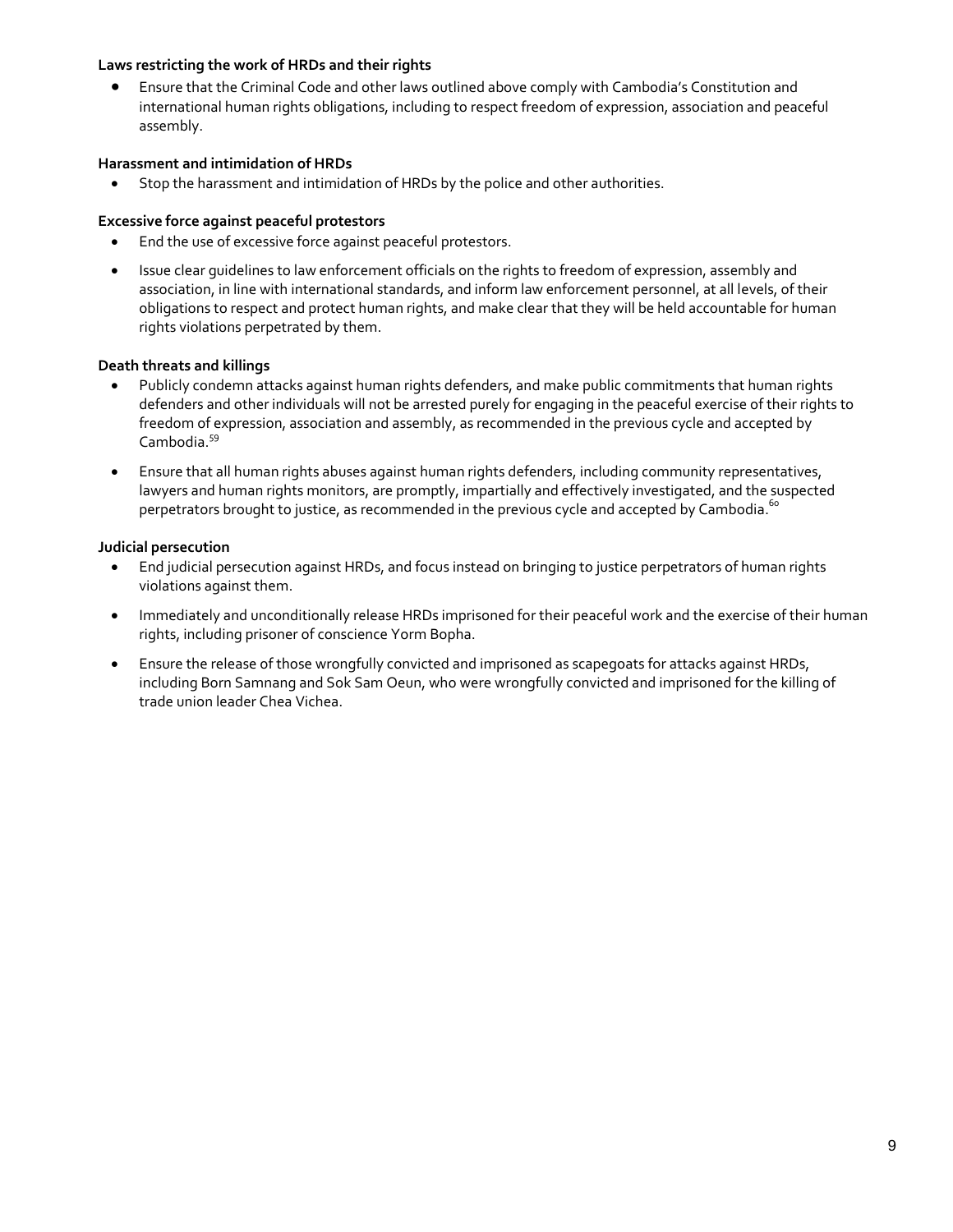**Laws restricting the work of HRDs and their rights**

- Ensure that the Criminal Code and other laws outlined above comply with Cambodia's Constitution and international human rights obligations, including to respect freedom of expression, association and peaceful assembly.

**Harassment and intimidation of HRDs**

- Stop the harassment and intimidation of HRDs by the police and other authorities.

**Excessive force against peaceful protestors**

- End the use of excessive force against peaceful protestors.
- Issue clear guidelines to law enforcement officials on the rights to freedom of expression, assembly and association, in line with international standards, and inform law enforcement personnel, at all levels, of their obligations to respect and protect human rights, and make clear that they will be held accountable for human rights violations perpetrated by them.

**Death threats and killings**

- Publicly condemn attacks against human rights defenders, and make public commitments that human rights defenders and other individuals will not be arrested purely for engaging in the peaceful exercise of their rights to freedom of expression, association and assembly, as recommended in the previous cycle and accepted by Cambodia.[59]
- Ensure that all human rights abuses against human rights defenders, including community representatives, lawyers and human rights monitors, are promptly, impartially and effectively investigated, and the suspected perpetrators brought to justice, as recommended in the previous cycle and accepted by Cambodia.[60]

**Judicial persecution**

- End judicial persecution against HRDs, and focus instead on bringing to justice perpetrators of human rights violations against them.
- Immediately and unconditionally release HRDs imprisoned for their peaceful work and the exercise of their human rights, including prisoner of conscience Yorm Bopha.
- Ensure the release of those wrongfully convicted and imprisoned as scapegoats for attacks against HRDs, including Born Samnang and Sok Sam Oeun, who were wrongfully convicted and imprisoned for the killing of trade union leader Chea Vichea.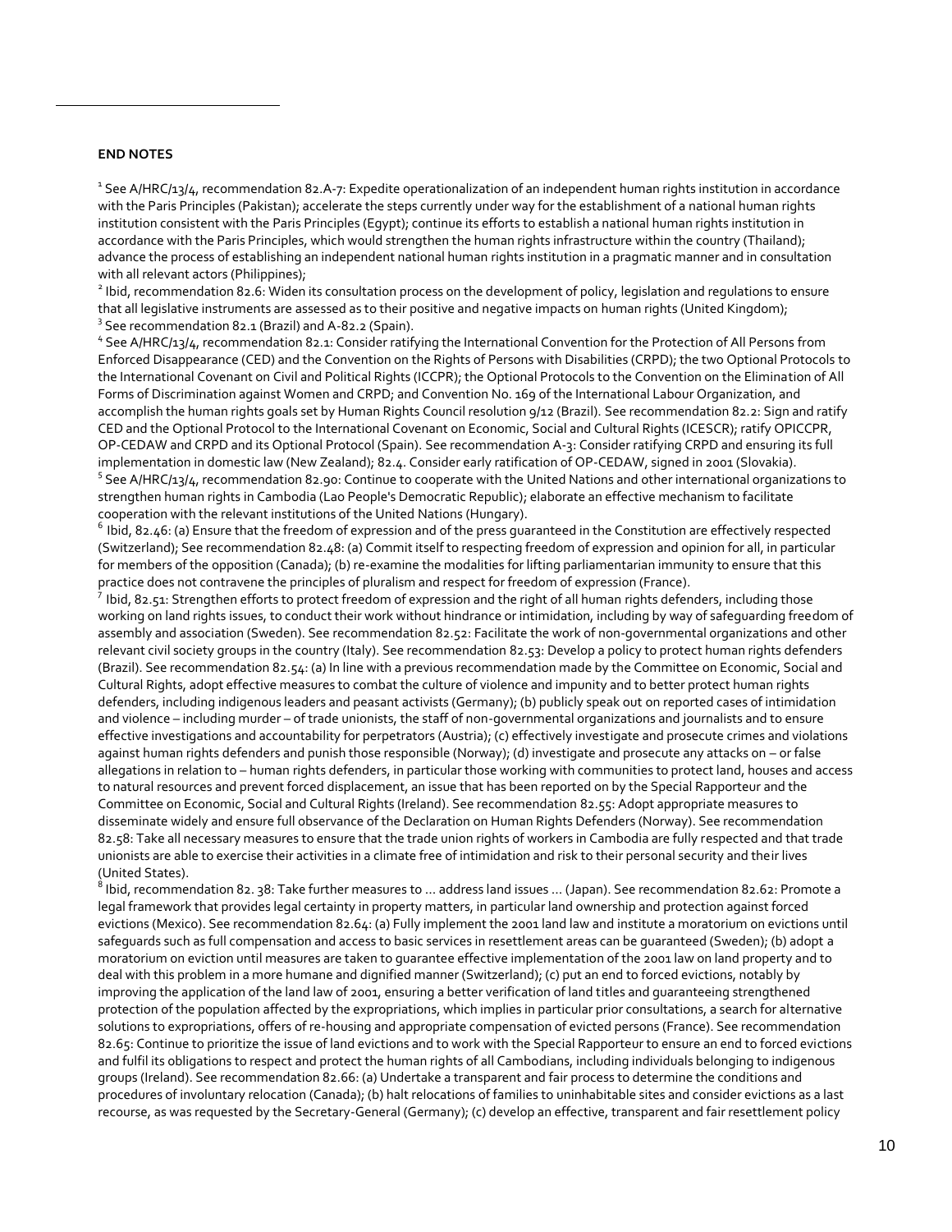**END NOTES**

[1] See A/HRC/13/4, recommendation 82.A-7: Expedite operationalization of an independent human rights institution in accordance with the Paris Principles (Pakistan); accelerate the steps currently under way for the establishment of a national human rights institution consistent with the Paris Principles (Egypt); continue its efforts to establish a national human rights institution in accordance with the Paris Principles, which would strengthen the human rights infrastructure within the country (Thailand); advance the process of establishing an independent national human rights institution in a pragmatic manner and in consultation with all relevant actors (Philippines);

[2] Ibid, recommendation 82.6: Widen its consultation process on the development of policy, legislation and regulations to ensure that all legislative instruments are assessed as to their positive and negative impacts on human rights (United Kingdom);

[3] See recommendation 82.1 (Brazil) and A-82.2 (Spain).

[4] See A/HRC/13/4, recommendation 82.1: Consider ratifying the International Convention for the Protection of All Persons from Enforced Disappearance (CED) and the Convention on the Rights of Persons with Disabilities (CRPD); the two Optional Protocols to the International Covenant on Civil and Political Rights (ICCPR); the Optional Protocols to the Convention on the Elimination of All Forms of Discrimination against Women and CRPD; and Convention No. 169 of the International Labour Organization, and accomplish the human rights goals set by Human Rights Council resolution 9/12 (Brazil). See recommendation 82.2: Sign and ratify CED and the Optional Protocol to the International Covenant on Economic, Social and Cultural Rights (ICESCR); ratify OPICCPR, OP-CEDAW and CRPD and its Optional Protocol (Spain). See recommendation A-3: Consider ratifying CRPD and ensuring its full implementation in domestic law (New Zealand); 82.4. Consider early ratification of OP-CEDAW, signed in 2001 (Slovakia).

[5] See A/HRC/13/4, recommendation 82.90: Continue to cooperate with the United Nations and other international organizations to strengthen human rights in Cambodia (Lao People's Democratic Republic); elaborate an effective mechanism to facilitate cooperation with the relevant institutions of the United Nations (Hungary).

[6] Ibid, 82.46: (a) Ensure that the freedom of expression and of the press guaranteed in the Constitution are effectively respected (Switzerland); See recommendation 82.48: (a) Commit itself to respecting freedom of expression and opinion for all, in particular for members of the opposition (Canada); (b) re-examine the modalities for lifting parliamentarian immunity to ensure that this practice does not contravene the principles of pluralism and respect for freedom of expression (France).

[7] Ibid, 82.51: Strengthen efforts to protect freedom of expression and the right of all human rights defenders, including those working on land rights issues, to conduct their work without hindrance or intimidation, including by way of safeguarding freedom of assembly and association (Sweden). See recommendation 82.52: Facilitate the work of non-governmental organizations and other relevant civil society groups in the country (Italy). See recommendation 82.53: Develop a policy to protect human rights defenders (Brazil). See recommendation 82.54: (a) In line with a previous recommendation made by the Committee on Economic, Social and Cultural Rights, adopt effective measures to combat the culture of violence and impunity and to better protect human rights defenders, including indigenous leaders and peasant activists (Germany); (b) publicly speak out on reported cases of intimidation and violence – including murder – of trade unionists, the staff of non-governmental organizations and journalists and to ensure effective investigations and accountability for perpetrators (Austria); (c) effectively investigate and prosecute crimes and violations against human rights defenders and punish those responsible (Norway); (d) investigate and prosecute any attacks on – or false allegations in relation to – human rights defenders, in particular those working with communities to protect land, houses and access to natural resources and prevent forced displacement, an issue that has been reported on by the Special Rapporteur and the Committee on Economic, Social and Cultural Rights (Ireland). See recommendation 82.55: Adopt appropriate measures to disseminate widely and ensure full observance of the Declaration on Human Rights Defenders (Norway). See recommendation 82.58: Take all necessary measures to ensure that the trade union rights of workers in Cambodia are fully respected and that trade unionists are able to exercise their activities in a climate free of intimidation and risk to their personal security and their lives (United States).

[8] Ibid, recommendation 82. 38: Take further measures to ... address land issues ... (Japan). See recommendation 82.62: Promote a legal framework that provides legal certainty in property matters, in particular land ownership and protection against forced evictions (Mexico). See recommendation 82.64: (a) Fully implement the 2001 land law and institute a moratorium on evictions until safeguards such as full compensation and access to basic services in resettlement areas can be guaranteed (Sweden); (b) adopt a moratorium on eviction until measures are taken to guarantee effective implementation of the 2001 law on land property and to deal with this problem in a more humane and dignified manner (Switzerland); (c) put an end to forced evictions, notably by improving the application of the land law of 2001, ensuring a better verification of land titles and guaranteeing strengthened protection of the population affected by the expropriations, which implies in particular prior consultations, a search for alternative solutions to expropriations, offers of re-housing and appropriate compensation of evicted persons (France). See recommendation 82.65: Continue to prioritize the issue of land evictions and to work with the Special Rapporteur to ensure an end to forced evictions and fulfil its obligations to respect and protect the human rights of all Cambodians, including individuals belonging to indigenous groups (Ireland). See recommendation 82.66: (a) Undertake a transparent and fair process to determine the conditions and procedures of involuntary relocation (Canada); (b) halt relocations of families to uninhabitable sites and consider evictions as a last recourse, as was requested by the Secretary-General (Germany); (c) develop an effective, transparent and fair resettlement policy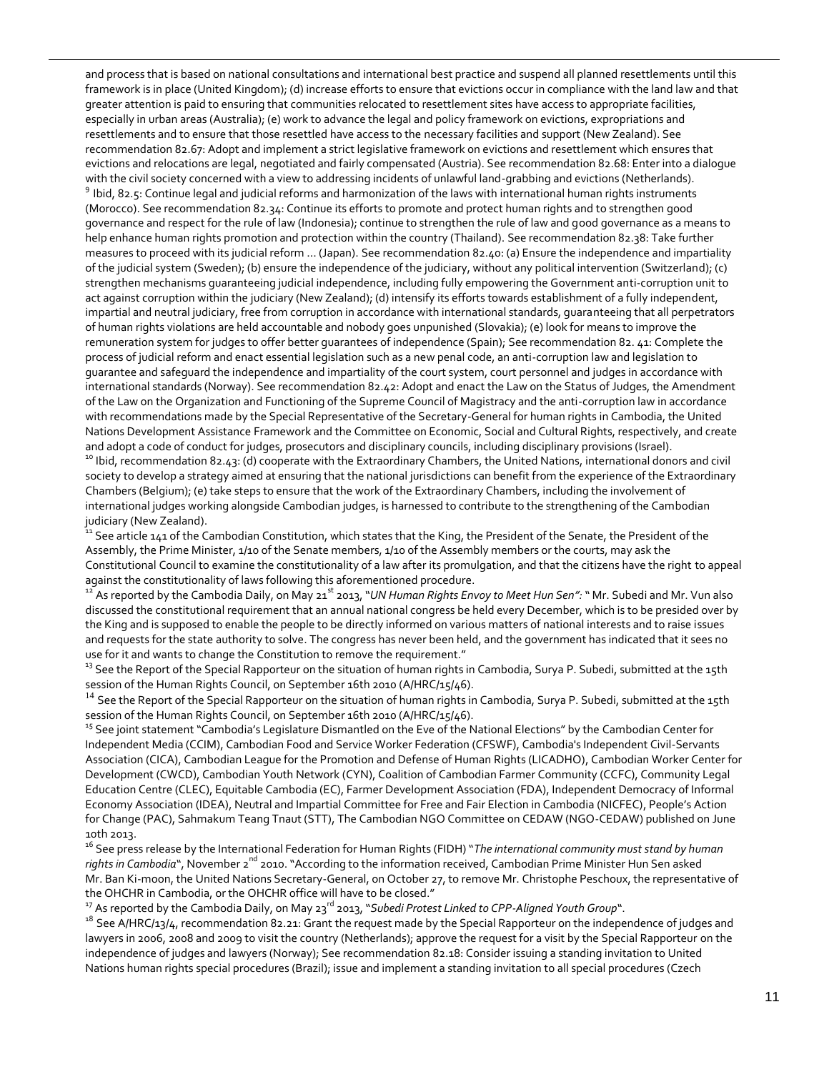and process that is based on national consultations and international best practice and suspend all planned resettlements until this framework is in place (United Kingdom); (d) increase efforts to ensure that evictions occur in compliance with the land law and that greater attention is paid to ensuring that communities relocated to resettlement sites have access to appropriate facilities, especially in urban areas (Australia); (e) work to advance the legal and policy framework on evictions, expropriations and resettlements and to ensure that those resettled have access to the necessary facilities and support (New Zealand). See recommendation 82.67: Adopt and implement a strict legislative framework on evictions and resettlement which ensures that evictions and relocations are legal, negotiated and fairly compensated (Austria). See recommendation 82.68: Enter into a dialogue with the civil society concerned with a view to addressing incidents of unlawful land-grabbing and evictions (Netherlands).

[9] Ibid, 82.5: Continue legal and judicial reforms and harmonization of the laws with international human rights instruments (Morocco). See recommendation 82.34: Continue its efforts to promote and protect human rights and to strengthen good governance and respect for the rule of law (Indonesia); continue to strengthen the rule of law and good governance as a means to help enhance human rights promotion and protection within the country (Thailand). See recommendation 82.38: Take further measures to proceed with its judicial reform … (Japan). See recommendation 82.40: (a) Ensure the independence and impartiality of the judicial system (Sweden); (b) ensure the independence of the judiciary, without any political intervention (Switzerland); (c) strengthen mechanisms guaranteeing judicial independence, including fully empowering the Government anti-corruption unit to act against corruption within the judiciary (New Zealand); (d) intensify its efforts towards establishment of a fully independent, impartial and neutral judiciary, free from corruption in accordance with international standards, guaranteeing that all perpetrators of human rights violations are held accountable and nobody goes unpunished (Slovakia); (e) look for means to improve the remuneration system for judges to offer better guarantees of independence (Spain); See recommendation 82. 41: Complete the process of judicial reform and enact essential legislation such as a new penal code, an anti-corruption law and legislation to guarantee and safeguard the independence and impartiality of the court system, court personnel and judges in accordance with international standards (Norway). See recommendation 82.42: Adopt and enact the Law on the Status of Judges, the Amendment of the Law on the Organization and Functioning of the Supreme Council of Magistracy and the anti-corruption law in accordance with recommendations made by the Special Representative of the Secretary-General for human rights in Cambodia, the United Nations Development Assistance Framework and the Committee on Economic, Social and Cultural Rights, respectively, and create and adopt a code of conduct for judges, prosecutors and disciplinary councils, including disciplinary provisions (Israel).

[10] Ibid, recommendation 82.43: (d) cooperate with the Extraordinary Chambers, the United Nations, international donors and civil society to develop a strategy aimed at ensuring that the national jurisdictions can benefit from the experience of the Extraordinary Chambers (Belgium); (e) take steps to ensure that the work of the Extraordinary Chambers, including the involvement of international judges working alongside Cambodian judges, is harnessed to contribute to the strengthening of the Cambodian judiciary (New Zealand).

[11] See article 141 of the Cambodian Constitution, which states that the King, the President of the Senate, the President of the Assembly, the Prime Minister, 1/10 of the Senate members, 1/10 of the Assembly members or the courts, may ask the Constitutional Council to examine the constitutionality of a law after its promulgation, and that the citizens have the right to appeal against the constitutionality of laws following this aforementioned procedure.

[12] As reported by the Cambodia Daily, on May 21st 2013, "*UN Human Rights Envoy to Meet Hun Sen":* " Mr. Subedi and Mr. Vun also discussed the constitutional requirement that an annual national congress be held every December, which is to be presided over by the King and is supposed to enable the people to be directly informed on various matters of national interests and to raise issues and requests for the state authority to solve. The congress has never been held, and the government has indicated that it sees no use for it and wants to change the Constitution to remove the requirement."

[13] See the Report of the Special Rapporteur on the situation of human rights in Cambodia, Surya P. Subedi, submitted at the 15th session of the Human Rights Council, on September 16th 2010 (A/HRC/15/46).

[14] See the Report of the Special Rapporteur on the situation of human rights in Cambodia, Surya P. Subedi, submitted at the 15th session of the Human Rights Council, on September 16th 2010 (A/HRC/15/46).

[15] See joint statement "Cambodia's Legislature Dismantled on the Eve of the National Elections" by the Cambodian Center for Independent Media (CCIM), Cambodian Food and Service Worker Federation (CFSWF), Cambodia's Independent Civil-Servants Association (CICA), Cambodian League for the Promotion and Defense of Human Rights (LICADHO), Cambodian Worker Center for Development (CWCD), Cambodian Youth Network (CYN), Coalition of Cambodian Farmer Community (CCFC), Community Legal Education Centre (CLEC), Equitable Cambodia (EC), Farmer Development Association (FDA), Independent Democracy of Informal Economy Association (IDEA), Neutral and Impartial Committee for Free and Fair Election in Cambodia (NICFEC), People's Action for Change (PAC), Sahmakum Teang Tnaut (STT), The Cambodian NGO Committee on CEDAW (NGO-CEDAW) published on June 10th 2013.

[16] See press release by the International Federation for Human Rights (FIDH) "*The international community must stand by human rights in Cambodia*", November 2nd 2010. "According to the information received, Cambodian Prime Minister Hun Sen asked Mr. Ban Ki-moon, the United Nations Secretary-General, on October 27, to remove Mr. Christophe Peschoux, the representative of the OHCHR in Cambodia, or the OHCHR office will have to be closed."

[17] As reported by the Cambodia Daily, on May 23rd 2013, "*Subedi Protest Linked to CPP-Aligned Youth Group*".

[18] See A/HRC/13/4, recommendation 82.21: Grant the request made by the Special Rapporteur on the independence of judges and lawyers in 2006, 2008 and 2009 to visit the country (Netherlands); approve the request for a visit by the Special Rapporteur on the independence of judges and lawyers (Norway); See recommendation 82.18: Consider issuing a standing invitation to United Nations human rights special procedures (Brazil); issue and implement a standing invitation to all special procedures (Czech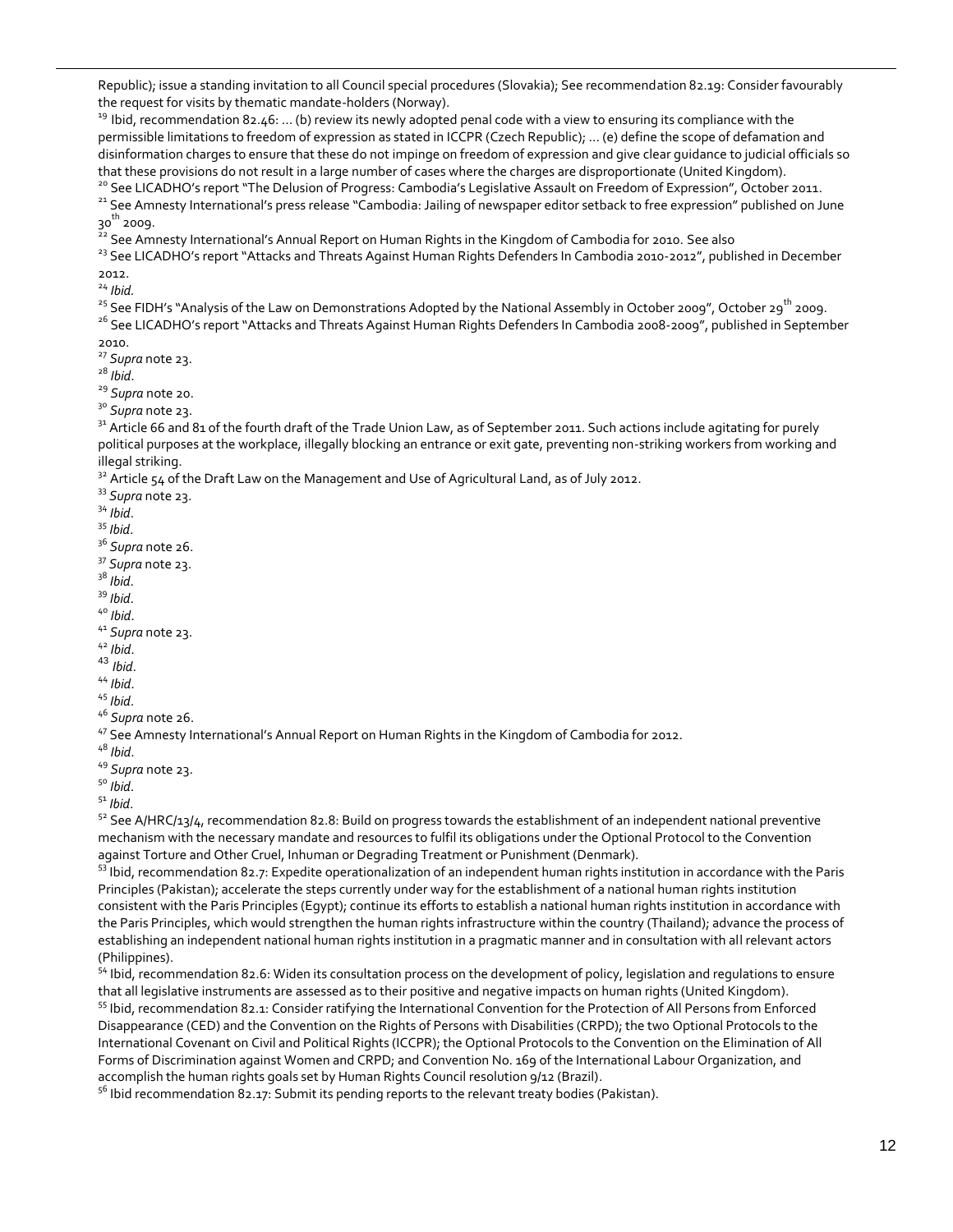Republic); issue a standing invitation to all Council special procedures (Slovakia); See recommendation 82.19: Consider favourably the request for visits by thematic mandate-holders (Norway).

[19] Ibid, recommendation 82.46: ... (b) review its newly adopted penal code with a view to ensuring its compliance with the permissible limitations to freedom of expression as stated in ICCPR (Czech Republic); ... (e) define the scope of defamation and disinformation charges to ensure that these do not impinge on freedom of expression and give clear guidance to judicial officials so that these provisions do not result in a large number of cases where the charges are disproportionate (United Kingdom).

[20] See LICADHO's report "The Delusion of Progress: Cambodia's Legislative Assault on Freedom of Expression", October 2011.

[21] See Amnesty International's press release "Cambodia: Jailing of newspaper editor setback to free expression" published on June 30th 2009.

[22] See Amnesty International's Annual Report on Human Rights in the Kingdom of Cambodia for 2010. See also

[23] See LICADHO's report "Attacks and Threats Against Human Rights Defenders In Cambodia 2010-2012", published in December 2012.

[24] *Ibid.*

[25] See FIDH's "Analysis of the Law on Demonstrations Adopted by the National Assembly in October 2009", October 29th 2009.

[26] See LICADHO's report "Attacks and Threats Against Human Rights Defenders In Cambodia 2008-2009", published in September 2010.

[27] *Supra* note 23.

[28] *Ibid*.

[29] *Supra* note 20.

[30] *Supra* note 23.

[31] Article 66 and 81 of the fourth draft of the Trade Union Law, as of September 2011. Such actions include agitating for purely political purposes at the workplace, illegally blocking an entrance or exit gate, preventing non-striking workers from working and illegal striking.

[32] Article 54 of the Draft Law on the Management and Use of Agricultural Land, as of July 2012.

[33] *Supra* note 23.

[34] *Ibid*.

[35] *Ibid*.

[36] *Supra* note 26.

[37] *Supra* note 23.

[38] *Ibid*.

[39] *Ibid*.

[40] *Ibid*.

[41] *Supra* note 23.

[42] *Ibid*.

[43] *Ibid*.

[44] *Ibid*.

[45] *Ibid*.

[46] *Supra* note 26.

[47] See Amnesty International's Annual Report on Human Rights in the Kingdom of Cambodia for 2012.

[48] *Ibid*.

[49] *Supra* note 23.

[50] *Ibid*.

[51] *Ibid*.

[52] See A/HRC/13/4, recommendation 82.8: Build on progress towards the establishment of an independent national preventive mechanism with the necessary mandate and resources to fulfil its obligations under the Optional Protocol to the Convention against Torture and Other Cruel, Inhuman or Degrading Treatment or Punishment (Denmark).

[53] Ibid, recommendation 82.7: Expedite operationalization of an independent human rights institution in accordance with the Paris Principles (Pakistan); accelerate the steps currently under way for the establishment of a national human rights institution consistent with the Paris Principles (Egypt); continue its efforts to establish a national human rights institution in accordance with the Paris Principles, which would strengthen the human rights infrastructure within the country (Thailand); advance the process of establishing an independent national human rights institution in a pragmatic manner and in consultation with all relevant actors (Philippines).

[54] Ibid, recommendation 82.6: Widen its consultation process on the development of policy, legislation and regulations to ensure that all legislative instruments are assessed as to their positive and negative impacts on human rights (United Kingdom).

[55] Ibid, recommendation 82.1: Consider ratifying the International Convention for the Protection of All Persons from Enforced Disappearance (CED) and the Convention on the Rights of Persons with Disabilities (CRPD); the two Optional Protocols to the International Covenant on Civil and Political Rights (ICCPR); the Optional Protocols to the Convention on the Elimination of All Forms of Discrimination against Women and CRPD; and Convention No. 169 of the International Labour Organization, and accomplish the human rights goals set by Human Rights Council resolution 9/12 (Brazil).

[56] Ibid recommendation 82.17: Submit its pending reports to the relevant treaty bodies (Pakistan).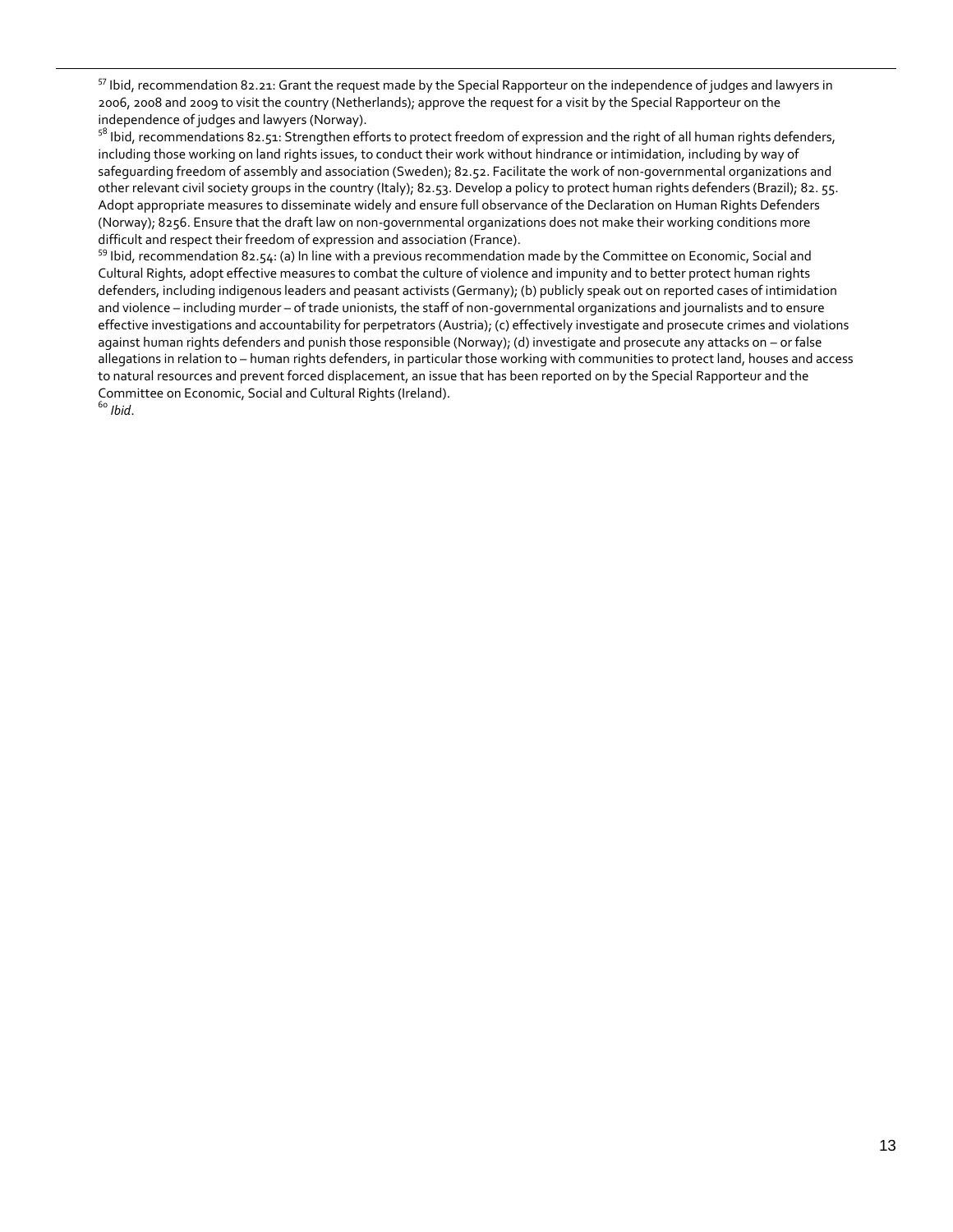[57] Ibid, recommendation 82.21: Grant the request made by the Special Rapporteur on the independence of judges and lawyers in 2006, 2008 and 2009 to visit the country (Netherlands); approve the request for a visit by the Special Rapporteur on the independence of judges and lawyers (Norway).

[58] Ibid, recommendations 82.51: Strengthen efforts to protect freedom of expression and the right of all human rights defenders, including those working on land rights issues, to conduct their work without hindrance or intimidation, including by way of safeguarding freedom of assembly and association (Sweden); 82.52. Facilitate the work of non-governmental organizations and other relevant civil society groups in the country (Italy); 82.53. Develop a policy to protect human rights defenders (Brazil); 82. 55. Adopt appropriate measures to disseminate widely and ensure full observance of the Declaration on Human Rights Defenders (Norway); 8256. Ensure that the draft law on non-governmental organizations does not make their working conditions more difficult and respect their freedom of expression and association (France).

[59] Ibid, recommendation 82.54: (a) In line with a previous recommendation made by the Committee on Economic, Social and Cultural Rights, adopt effective measures to combat the culture of violence and impunity and to better protect human rights defenders, including indigenous leaders and peasant activists (Germany); (b) publicly speak out on reported cases of intimidation and violence – including murder – of trade unionists, the staff of non-governmental organizations and journalists and to ensure effective investigations and accountability for perpetrators (Austria); (c) effectively investigate and prosecute crimes and violations against human rights defenders and punish those responsible (Norway); (d) investigate and prosecute any attacks on – or false allegations in relation to – human rights defenders, in particular those working with communities to protect land, houses and access to natural resources and prevent forced displacement, an issue that has been reported on by the Special Rapporteur and the Committee on Economic, Social and Cultural Rights (Ireland).

[60] *Ibid*.